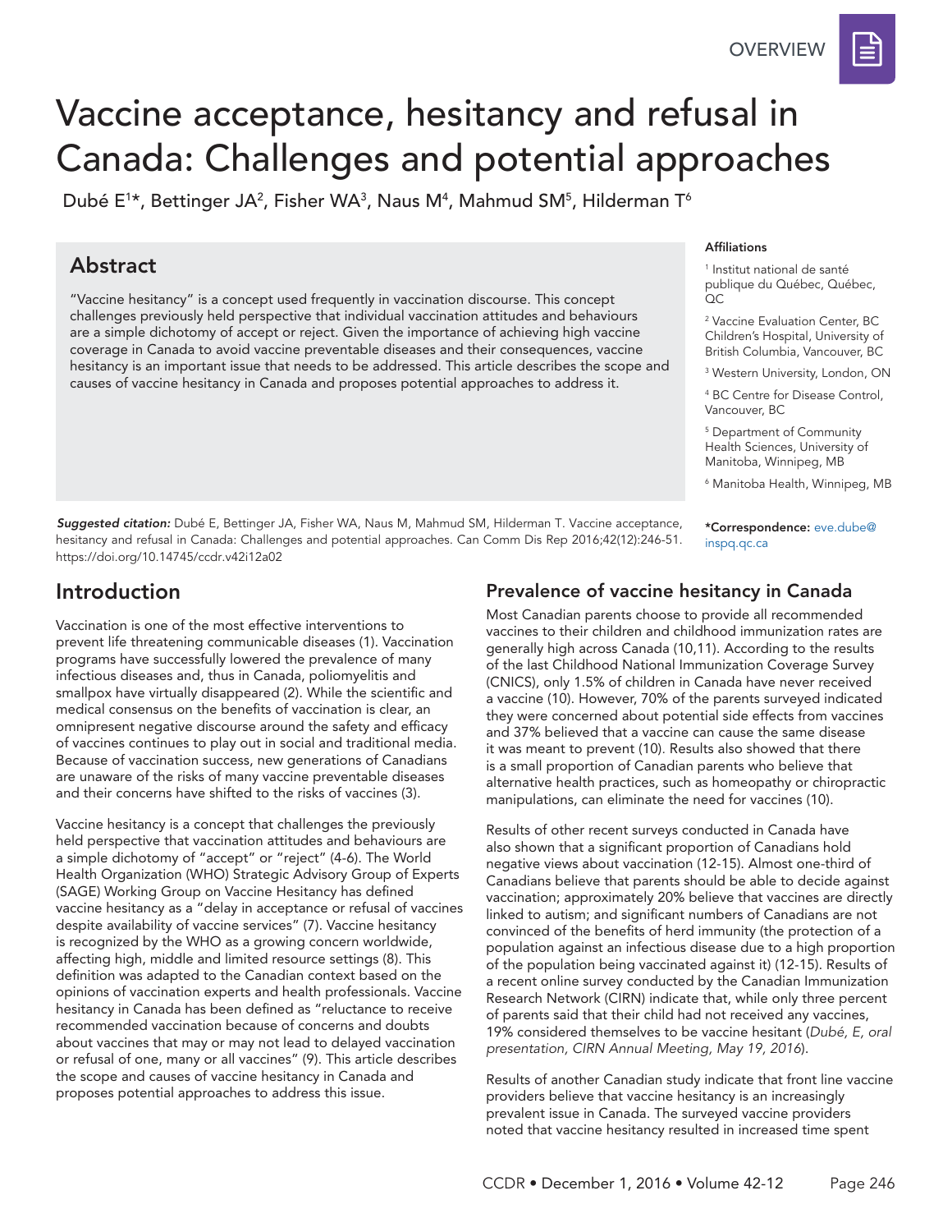OVERVIEW

# Vaccine acceptance, hesitancy and refusal in Canada: Challenges and potential approaches

Dubé E[1]*, Bettinger JA[2], Fisher WA[3], Naus M[4], Mahmud SM[5], Hilderman T[6]

## Abstract

"Vaccine hesitancy" is a concept used frequently in vaccination discourse. This concept challenges previously held perspective that individual vaccination attitudes and behaviours are a simple dichotomy of accept or reject. Given the importance of achieving high vaccine coverage in Canada to avoid vaccine preventable diseases and their consequences, vaccine hesitancy is an important issue that needs to be addressed. This article describes the scope and causes of vaccine hesitancy in Canada and proposes potential approaches to address it.

**Affiliations**

[1] Institut national de santé publique du Québec, Québec, QC

[2] Vaccine Evaluation Center, BC Children's Hospital, University of British Columbia, Vancouver, BC

[3] Western University, London, ON

[4] BC Centre for Disease Control, Vancouver, BC

[5] Department of Community Health Sciences, University of Manitoba, Winnipeg, MB

[6] Manitoba Health, Winnipeg, MB

***Correspondence:** eve.dube@inspq.qc.ca

***Suggested citation:*** Dubé E, Bettinger JA, Fisher WA, Naus M, Mahmud SM, Hilderman T. Vaccine acceptance, hesitancy and refusal in Canada: Challenges and potential approaches. Can Comm Dis Rep 2016;42(12):246-51. https://doi.org/10.14745/ccdr.v42i12a02

## Introduction

Vaccination is one of the most effective interventions to prevent life threatening communicable diseases (1). Vaccination programs have successfully lowered the prevalence of many infectious diseases and, thus in Canada, poliomyelitis and smallpox have virtually disappeared (2). While the scientific and medical consensus on the benefits of vaccination is clear, an omnipresent negative discourse around the safety and efficacy of vaccines continues to play out in social and traditional media. Because of vaccination success, new generations of Canadians are unaware of the risks of many vaccine preventable diseases and their concerns have shifted to the risks of vaccines (3).

Vaccine hesitancy is a concept that challenges the previously held perspective that vaccination attitudes and behaviours are a simple dichotomy of "accept" or "reject" (4-6). The World Health Organization (WHO) Strategic Advisory Group of Experts (SAGE) Working Group on Vaccine Hesitancy has defined vaccine hesitancy as a "delay in acceptance or refusal of vaccines despite availability of vaccine services" (7). Vaccine hesitancy is recognized by the WHO as a growing concern worldwide, affecting high, middle and limited resource settings (8). This definition was adapted to the Canadian context based on the opinions of vaccination experts and health professionals. Vaccine hesitancy in Canada has been defined as "reluctance to receive recommended vaccination because of concerns and doubts about vaccines that may or may not lead to delayed vaccination or refusal of one, many or all vaccines" (9). This article describes the scope and causes of vaccine hesitancy in Canada and proposes potential approaches to address this issue.

## Prevalence of vaccine hesitancy in Canada

Most Canadian parents choose to provide all recommended vaccines to their children and childhood immunization rates are generally high across Canada (10,11). According to the results of the last Childhood National Immunization Coverage Survey (CNICS), only 1.5% of children in Canada have never received a vaccine (10). However, 70% of the parents surveyed indicated they were concerned about potential side effects from vaccines and 37% believed that a vaccine can cause the same disease it was meant to prevent (10). Results also showed that there is a small proportion of Canadian parents who believe that alternative health practices, such as homeopathy or chiropractic manipulations, can eliminate the need for vaccines (10).

Results of other recent surveys conducted in Canada have also shown that a significant proportion of Canadians hold negative views about vaccination (12-15). Almost one-third of Canadians believe that parents should be able to decide against vaccination; approximately 20% believe that vaccines are directly linked to autism; and significant numbers of Canadians are not convinced of the benefits of herd immunity (the protection of a population against an infectious disease due to a high proportion of the population being vaccinated against it) (12-15). Results of a recent online survey conducted by the Canadian Immunization Research Network (CIRN) indicate that, while only three percent of parents said that their child had not received any vaccines, 19% considered themselves to be vaccine hesitant (*Dubé, E, oral presentation, CIRN Annual Meeting, May 19, 2016*).

Results of another Canadian study indicate that front line vaccine providers believe that vaccine hesitancy is an increasingly prevalent issue in Canada. The surveyed vaccine providers noted that vaccine hesitancy resulted in increased time spent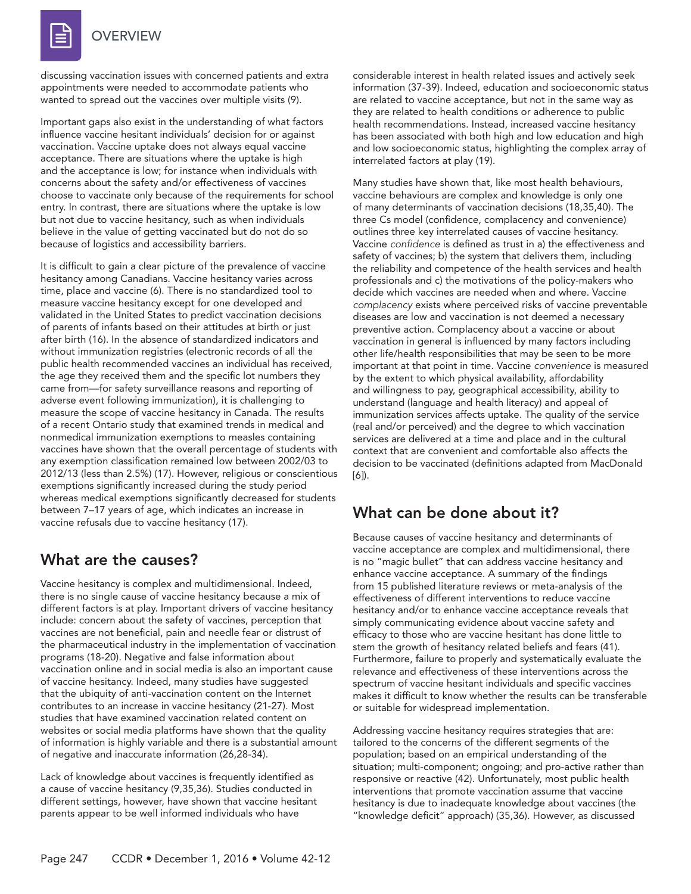discussing vaccination issues with concerned patients and extra appointments were needed to accommodate patients who wanted to spread out the vaccines over multiple visits (9).

Important gaps also exist in the understanding of what factors influence vaccine hesitant individuals' decision for or against vaccination. Vaccine uptake does not always equal vaccine acceptance. There are situations where the uptake is high and the acceptance is low; for instance when individuals with concerns about the safety and/or effectiveness of vaccines choose to vaccinate only because of the requirements for school entry. In contrast, there are situations where the uptake is low but not due to vaccine hesitancy, such as when individuals believe in the value of getting vaccinated but do not do so because of logistics and accessibility barriers.

It is difficult to gain a clear picture of the prevalence of vaccine hesitancy among Canadians. Vaccine hesitancy varies across time, place and vaccine (6). There is no standardized tool to measure vaccine hesitancy except for one developed and validated in the United States to predict vaccination decisions of parents of infants based on their attitudes at birth or just after birth (16). In the absence of standardized indicators and without immunization registries (electronic records of all the public health recommended vaccines an individual has received, the age they received them and the specific lot numbers they came from—for safety surveillance reasons and reporting of adverse event following immunization), it is challenging to measure the scope of vaccine hesitancy in Canada. The results of a recent Ontario study that examined trends in medical and nonmedical immunization exemptions to measles containing vaccines have shown that the overall percentage of students with any exemption classification remained low between 2002/03 to 2012/13 (less than 2.5%) (17). However, religious or conscientious exemptions significantly increased during the study period whereas medical exemptions significantly decreased for students between 7–17 years of age, which indicates an increase in vaccine refusals due to vaccine hesitancy (17).

## What are the causes?

Vaccine hesitancy is complex and multidimensional. Indeed, there is no single cause of vaccine hesitancy because a mix of different factors is at play. Important drivers of vaccine hesitancy include: concern about the safety of vaccines, perception that vaccines are not beneficial, pain and needle fear or distrust of the pharmaceutical industry in the implementation of vaccination programs (18-20). Negative and false information about vaccination online and in social media is also an important cause of vaccine hesitancy. Indeed, many studies have suggested that the ubiquity of anti-vaccination content on the Internet contributes to an increase in vaccine hesitancy (21-27). Most studies that have examined vaccination related content on websites or social media platforms have shown that the quality of information is highly variable and there is a substantial amount of negative and inaccurate information (26,28-34).

Lack of knowledge about vaccines is frequently identified as a cause of vaccine hesitancy (9,35,36). Studies conducted in different settings, however, have shown that vaccine hesitant parents appear to be well informed individuals who have considerable interest in health related issues and actively seek information (37-39). Indeed, education and socioeconomic status are related to vaccine acceptance, but not in the same way as they are related to health conditions or adherence to public health recommendations. Instead, increased vaccine hesitancy has been associated with both high and low education and high and low socioeconomic status, highlighting the complex array of interrelated factors at play (19).

Many studies have shown that, like most health behaviours, vaccine behaviours are complex and knowledge is only one of many determinants of vaccination decisions (18,35,40). The three Cs model (confidence, complacency and convenience) outlines three key interrelated causes of vaccine hesitancy. Vaccine *confidence* is defined as trust in a) the effectiveness and safety of vaccines; b) the system that delivers them, including the reliability and competence of the health services and health professionals and c) the motivations of the policy-makers who decide which vaccines are needed when and where. Vaccine *complacency* exists where perceived risks of vaccine preventable diseases are low and vaccination is not deemed a necessary preventive action. Complacency about a vaccine or about vaccination in general is influenced by many factors including other life/health responsibilities that may be seen to be more important at that point in time. Vaccine *convenience* is measured by the extent to which physical availability, affordability and willingness to pay, geographical accessibility, ability to understand (language and health literacy) and appeal of immunization services affects uptake. The quality of the service (real and/or perceived) and the degree to which vaccination services are delivered at a time and place and in the cultural context that are convenient and comfortable also affects the decision to be vaccinated (definitions adapted from MacDonald [6]).

## What can be done about it?

Because causes of vaccine hesitancy and determinants of vaccine acceptance are complex and multidimensional, there is no "magic bullet" that can address vaccine hesitancy and enhance vaccine acceptance. A summary of the findings from 15 published literature reviews or meta-analysis of the effectiveness of different interventions to reduce vaccine hesitancy and/or to enhance vaccine acceptance reveals that simply communicating evidence about vaccine safety and efficacy to those who are vaccine hesitant has done little to stem the growth of hesitancy related beliefs and fears (41). Furthermore, failure to properly and systematically evaluate the relevance and effectiveness of these interventions across the spectrum of vaccine hesitant individuals and specific vaccines makes it difficult to know whether the results can be transferable or suitable for widespread implementation.

Addressing vaccine hesitancy requires strategies that are: tailored to the concerns of the different segments of the population; based on an empirical understanding of the situation; multi-component; ongoing; and pro-active rather than responsive or reactive (42). Unfortunately, most public health interventions that promote vaccination assume that vaccine hesitancy is due to inadequate knowledge about vaccines (the "knowledge deficit" approach) (35,36). However, as discussed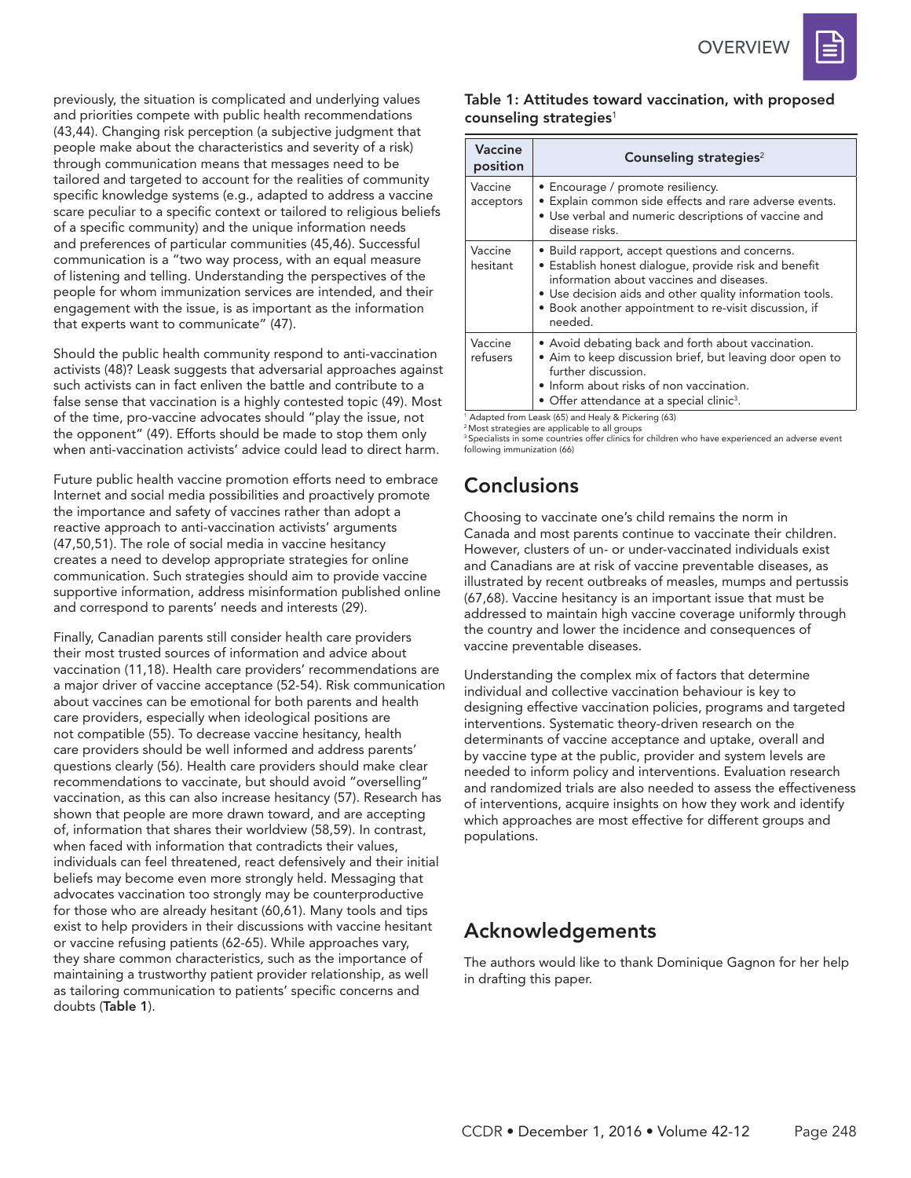previously, the situation is complicated and underlying values and priorities compete with public health recommendations (43,44). Changing risk perception (a subjective judgment that people make about the characteristics and severity of a risk) through communication means that messages need to be tailored and targeted to account for the realities of community specific knowledge systems (e.g., adapted to address a vaccine scare peculiar to a specific context or tailored to religious beliefs of a specific community) and the unique information needs and preferences of particular communities (45,46). Successful communication is a "two way process, with an equal measure of listening and telling. Understanding the perspectives of the people for whom immunization services are intended, and their engagement with the issue, is as important as the information that experts want to communicate" (47).

Should the public health community respond to anti-vaccination activists (48)? Leask suggests that adversarial approaches against such activists can in fact enliven the battle and contribute to a false sense that vaccination is a highly contested topic (49). Most of the time, pro-vaccine advocates should "play the issue, not the opponent" (49). Efforts should be made to stop them only when anti-vaccination activists' advice could lead to direct harm.

Future public health vaccine promotion efforts need to embrace Internet and social media possibilities and proactively promote the importance and safety of vaccines rather than adopt a reactive approach to anti-vaccination activists' arguments (47,50,51). The role of social media in vaccine hesitancy creates a need to develop appropriate strategies for online communication. Such strategies should aim to provide vaccine supportive information, address misinformation published online and correspond to parents' needs and interests (29).

Finally, Canadian parents still consider health care providers their most trusted sources of information and advice about vaccination (11,18). Health care providers' recommendations are a major driver of vaccine acceptance (52-54). Risk communication about vaccines can be emotional for both parents and health care providers, especially when ideological positions are not compatible (55). To decrease vaccine hesitancy, health care providers should be well informed and address parents' questions clearly (56). Health care providers should make clear recommendations to vaccinate, but should avoid "overselling" vaccination, as this can also increase hesitancy (57). Research has shown that people are more drawn toward, and are accepting of, information that shares their worldview (58,59). In contrast, when faced with information that contradicts their values, individuals can feel threatened, react defensively and their initial beliefs may become even more strongly held. Messaging that advocates vaccination too strongly may be counterproductive for those who are already hesitant (60,61). Many tools and tips exist to help providers in their discussions with vaccine hesitant or vaccine refusing patients (62-65). While approaches vary, they share common characteristics, such as the importance of maintaining a trustworthy patient provider relationship, as well as tailoring communication to patients' specific concerns and doubts (**Table 1**).

**Table 1: Attitudes toward vaccination, with proposed counseling strategies**[1]

| Vaccine position | Counseling strategies[2] |
|---|---|
| Vaccine acceptors | • Encourage / promote resiliency.<br>• Explain common side effects and rare adverse events.<br>• Use verbal and numeric descriptions of vaccine and disease risks. |
| Vaccine hesitant | • Build rapport, accept questions and concerns.<br>• Establish honest dialogue, provide risk and benefit information about vaccines and diseases.<br>• Use decision aids and other quality information tools.<br>• Book another appointment to re-visit discussion, if needed. |
| Vaccine refusers | • Avoid debating back and forth about vaccination.<br>• Aim to keep discussion brief, but leaving door open to further discussion.<br>• Inform about risks of non vaccination.<br>• Offer attendance at a special clinic[3]. |

[1] Adapted from Leask (65) and Healy & Pickering (63)
[2] Most strategies are applicable to all groups
[3] Specialists in some countries offer clinics for children who have experienced an adverse event following immunization (66)

## Conclusions

Choosing to vaccinate one's child remains the norm in Canada and most parents continue to vaccinate their children. However, clusters of un- or under-vaccinated individuals exist and Canadians are at risk of vaccine preventable diseases, as illustrated by recent outbreaks of measles, mumps and pertussis (67,68). Vaccine hesitancy is an important issue that must be addressed to maintain high vaccine coverage uniformly through the country and lower the incidence and consequences of vaccine preventable diseases.

Understanding the complex mix of factors that determine individual and collective vaccination behaviour is key to designing effective vaccination policies, programs and targeted interventions. Systematic theory-driven research on the determinants of vaccine acceptance and uptake, overall and by vaccine type at the public, provider and system levels are needed to inform policy and interventions. Evaluation research and randomized trials are also needed to assess the effectiveness of interventions, acquire insights on how they work and identify which approaches are most effective for different groups and populations.

## Acknowledgements

The authors would like to thank Dominique Gagnon for her help in drafting this paper.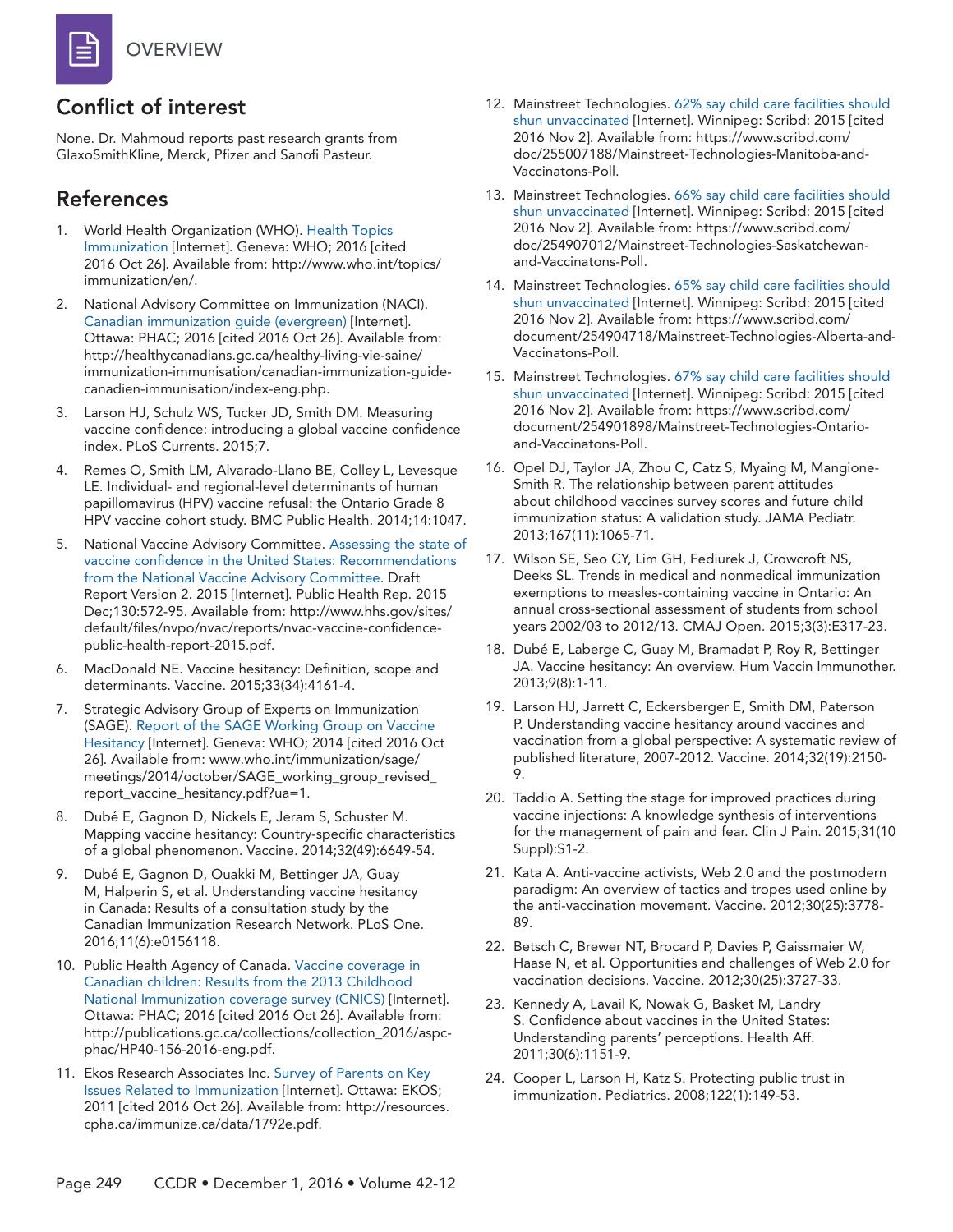## Conflict of interest

None. Dr. Mahmoud reports past research grants from GlaxoSmithKline, Merck, Pfizer and Sanofi Pasteur.

## References

1. World Health Organization (WHO). Health Topics Immunization [Internet]. Geneva: WHO; 2016 [cited 2016 Oct 26]. Available from: http://www.who.int/topics/immunization/en/.
2. National Advisory Committee on Immunization (NACI). Canadian immunization guide (evergreen) [Internet]. Ottawa: PHAC; 2016 [cited 2016 Oct 26]. Available from: http://healthycanadians.gc.ca/healthy-living-vie-saine/immunization-immunisation/canadian-immunization-guide-canadien-immunisation/index-eng.php.
3. Larson HJ, Schulz WS, Tucker JD, Smith DM. Measuring vaccine confidence: introducing a global vaccine confidence index. PLoS Currents. 2015;7.
4. Remes O, Smith LM, Alvarado-Llano BE, Colley L, Levesque LE. Individual- and regional-level determinants of human papillomavirus (HPV) vaccine refusal: the Ontario Grade 8 HPV vaccine cohort study. BMC Public Health. 2014;14:1047.
5. National Vaccine Advisory Committee. Assessing the state of vaccine confidence in the United States: Recommendations from the National Vaccine Advisory Committee. Draft Report Version 2. 2015 [Internet]. Public Health Rep. 2015 Dec;130:572-95. Available from: http://www.hhs.gov/sites/default/files/nvpo/nvac/reports/nvac-vaccine-confidence-public-health-report-2015.pdf.
6. MacDonald NE. Vaccine hesitancy: Definition, scope and determinants. Vaccine. 2015;33(34):4161-4.
7. Strategic Advisory Group of Experts on Immunization (SAGE). Report of the SAGE Working Group on Vaccine Hesitancy [Internet]. Geneva: WHO; 2014 [cited 2016 Oct 26]. Available from: www.who.int/immunization/sage/meetings/2014/october/SAGE_working_group_revised_report_vaccine_hesitancy.pdf?ua=1.
8. Dubé E, Gagnon D, Nickels E, Jeram S, Schuster M. Mapping vaccine hesitancy: Country-specific characteristics of a global phenomenon. Vaccine. 2014;32(49):6649-54.
9. Dubé E, Gagnon D, Ouakki M, Bettinger JA, Guay M, Halperin S, et al. Understanding vaccine hesitancy in Canada: Results of a consultation study by the Canadian Immunization Research Network. PLoS One. 2016;11(6):e0156118.
10. Public Health Agency of Canada. Vaccine coverage in Canadian children: Results from the 2013 Childhood National Immunization coverage survey (CNICS) [Internet]. Ottawa: PHAC; 2016 [cited 2016 Oct 26]. Available from: http://publications.gc.ca/collections/collection_2016/aspc-phac/HP40-156-2016-eng.pdf.
11. Ekos Research Associates Inc. Survey of Parents on Key Issues Related to Immunization [Internet]. Ottawa: EKOS; 2011 [cited 2016 Oct 26]. Available from: http://resources.cpha.ca/immunize.ca/data/1792e.pdf.
12. Mainstreet Technologies. 62% say child care facilities should shun unvaccinated [Internet]. Winnipeg: Scribd: 2015 [cited 2016 Nov 2]. Available from: https://www.scribd.com/doc/255007188/Mainstreet-Technologies-Manitoba-and-Vaccinatons-Poll.
13. Mainstreet Technologies. 66% say child care facilities should shun unvaccinated [Internet]. Winnipeg: Scribd: 2015 [cited 2016 Nov 2]. Available from: https://www.scribd.com/doc/254907012/Mainstreet-Technologies-Saskatchewan-and-Vaccinatons-Poll.
14. Mainstreet Technologies. 65% say child care facilities should shun unvaccinated [Internet]. Winnipeg: Scribd: 2015 [cited 2016 Nov 2]. Available from: https://www.scribd.com/document/254904718/Mainstreet-Technologies-Alberta-and-Vaccinatons-Poll.
15. Mainstreet Technologies. 67% say child care facilities should shun unvaccinated [Internet]. Winnipeg: Scribd: 2015 [cited 2016 Nov 2]. Available from: https://www.scribd.com/document/254901898/Mainstreet-Technologies-Ontario-and-Vaccinatons-Poll.
16. Opel DJ, Taylor JA, Zhou C, Catz S, Myaing M, Mangione-Smith R. The relationship between parent attitudes about childhood vaccines survey scores and future child immunization status: A validation study. JAMA Pediatr. 2013;167(11):1065-71.
17. Wilson SE, Seo CY, Lim GH, Fediurek J, Crowcroft NS, Deeks SL. Trends in medical and nonmedical immunization exemptions to measles-containing vaccine in Ontario: An annual cross-sectional assessment of students from school years 2002/03 to 2012/13. CMAJ Open. 2015;3(3):E317-23.
18. Dubé E, Laberge C, Guay M, Bramadat P, Roy R, Bettinger JA. Vaccine hesitancy: An overview. Hum Vaccin Immunother. 2013;9(8):1-11.
19. Larson HJ, Jarrett C, Eckersberger E, Smith DM, Paterson P. Understanding vaccine hesitancy around vaccines and vaccination from a global perspective: A systematic review of published literature, 2007-2012. Vaccine. 2014;32(19):2150-9.
20. Taddio A. Setting the stage for improved practices during vaccine injections: A knowledge synthesis of interventions for the management of pain and fear. Clin J Pain. 2015;31(10 Suppl):S1-2.
21. Kata A. Anti-vaccine activists, Web 2.0 and the postmodern paradigm: An overview of tactics and tropes used online by the anti-vaccination movement. Vaccine. 2012;30(25):3778-89.
22. Betsch C, Brewer NT, Brocard P, Davies P, Gaissmaier W, Haase N, et al. Opportunities and challenges of Web 2.0 for vaccination decisions. Vaccine. 2012;30(25):3727-33.
23. Kennedy A, Lavail K, Nowak G, Basket M, Landry S. Confidence about vaccines in the United States: Understanding parents' perceptions. Health Aff. 2011;30(6):1151-9.
24. Cooper L, Larson H, Katz S. Protecting public trust in immunization. Pediatrics. 2008;122(1):149-53.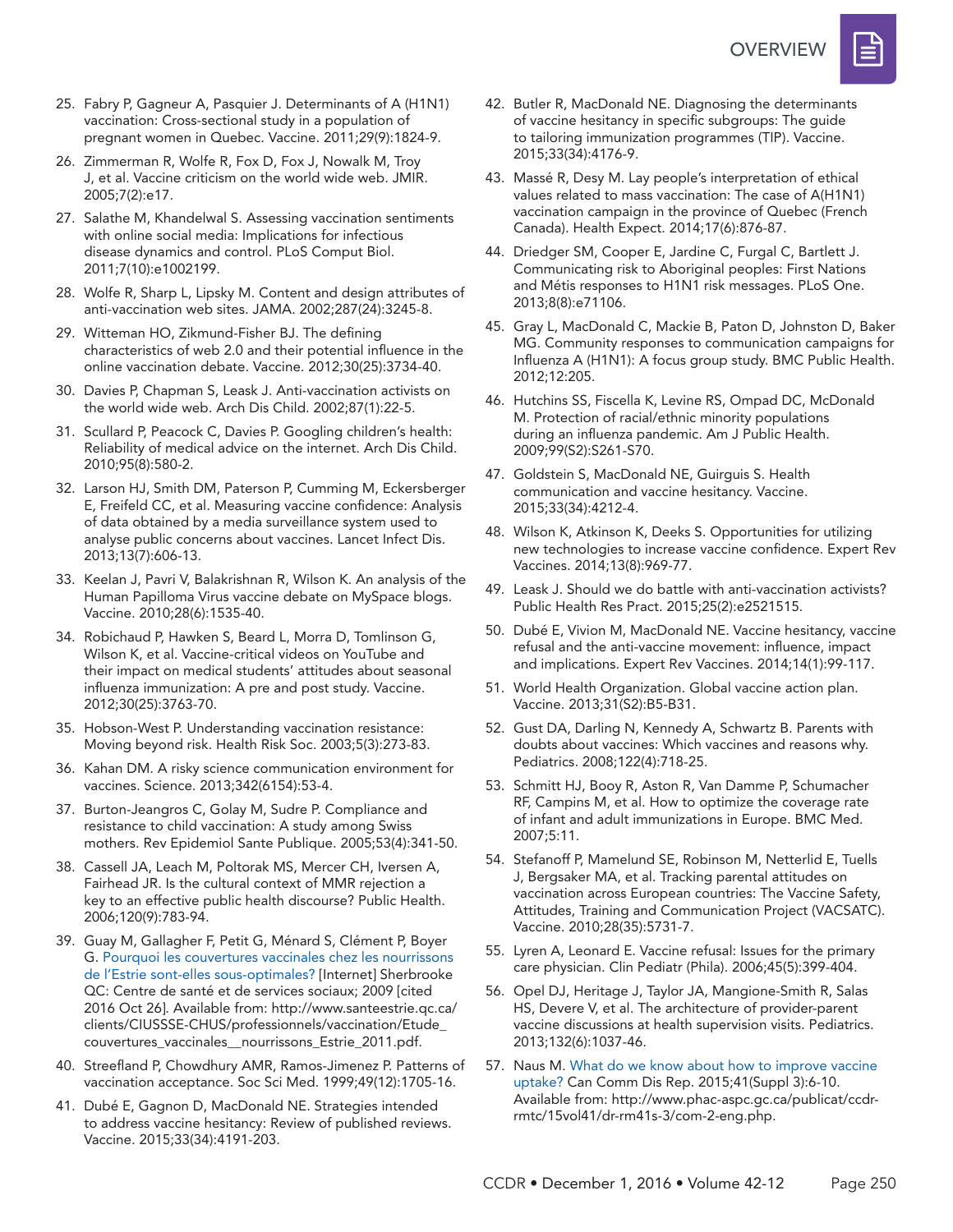25. Fabry P, Gagneur A, Pasquier J. Determinants of A (H1N1) vaccination: Cross-sectional study in a population of pregnant women in Quebec. Vaccine. 2011;29(9):1824-9.
26. Zimmerman R, Wolfe R, Fox D, Fox J, Nowalk M, Troy J, et al. Vaccine criticism on the world wide web. JMIR. 2005;7(2):e17.
27. Salathe M, Khandelwal S. Assessing vaccination sentiments with online social media: Implications for infectious disease dynamics and control. PLoS Comput Biol. 2011;7(10):e1002199.
28. Wolfe R, Sharp L, Lipsky M. Content and design attributes of anti-vaccination web sites. JAMA. 2002;287(24):3245-8.
29. Witteman HO, Zikmund-Fisher BJ. The defining characteristics of web 2.0 and their potential influence in the online vaccination debate. Vaccine. 2012;30(25):3734-40.
30. Davies P, Chapman S, Leask J. Anti-vaccination activists on the world wide web. Arch Dis Child. 2002;87(1):22-5.
31. Scullard P, Peacock C, Davies P. Googling children's health: Reliability of medical advice on the internet. Arch Dis Child. 2010;95(8):580-2.
32. Larson HJ, Smith DM, Paterson P, Cumming M, Eckersberger E, Freifeld CC, et al. Measuring vaccine confidence: Analysis of data obtained by a media surveillance system used to analyse public concerns about vaccines. Lancet Infect Dis. 2013;13(7):606-13.
33. Keelan J, Pavri V, Balakrishnan R, Wilson K. An analysis of the Human Papilloma Virus vaccine debate on MySpace blogs. Vaccine. 2010;28(6):1535-40.
34. Robichaud P, Hawken S, Beard L, Morra D, Tomlinson G, Wilson K, et al. Vaccine-critical videos on YouTube and their impact on medical students' attitudes about seasonal influenza immunization: A pre and post study. Vaccine. 2012;30(25):3763-70.
35. Hobson-West P. Understanding vaccination resistance: Moving beyond risk. Health Risk Soc. 2003;5(3):273-83.
36. Kahan DM. A risky science communication environment for vaccines. Science. 2013;342(6154):53-4.
37. Burton-Jeangros C, Golay M, Sudre P. Compliance and resistance to child vaccination: A study among Swiss mothers. Rev Epidemiol Sante Publique. 2005;53(4):341-50.
38. Cassell JA, Leach M, Poltorak MS, Mercer CH, Iversen A, Fairhead JR. Is the cultural context of MMR rejection a key to an effective public health discourse? Public Health. 2006;120(9):783-94.
39. Guay M, Gallagher F, Petit G, Ménard S, Clément P, Boyer G. Pourquoi les couvertures vaccinales chez les nourrissons de l'Estrie sont-elles sous-optimales? [Internet] Sherbrooke QC: Centre de santé et de services sociaux; 2009 [cited 2016 Oct 26]. Available from: http://www.santeestrie.qc.ca/clients/CIUSSSE-CHUS/professionnels/vaccination/Etude_couvertures_vaccinales__nourrissons_Estrie_2011.pdf.
40. Streefland P, Chowdhury AMR, Ramos-Jimenez P. Patterns of vaccination acceptance. Soc Sci Med. 1999;49(12):1705-16.
41. Dubé E, Gagnon D, MacDonald NE. Strategies intended to address vaccine hesitancy: Review of published reviews. Vaccine. 2015;33(34):4191-203.
42. Butler R, MacDonald NE. Diagnosing the determinants of vaccine hesitancy in specific subgroups: The guide to tailoring immunization programmes (TIP). Vaccine. 2015;33(34):4176-9.
43. Massé R, Desy M. Lay people's interpretation of ethical values related to mass vaccination: The case of A(H1N1) vaccination campaign in the province of Quebec (French Canada). Health Expect. 2014;17(6):876-87.
44. Driedger SM, Cooper E, Jardine C, Furgal C, Bartlett J. Communicating risk to Aboriginal peoples: First Nations and Métis responses to H1N1 risk messages. PLoS One. 2013;8(8):e71106.
45. Gray L, MacDonald C, Mackie B, Paton D, Johnston D, Baker MG. Community responses to communication campaigns for Influenza A (H1N1): A focus group study. BMC Public Health. 2012;12:205.
46. Hutchins SS, Fiscella K, Levine RS, Ompad DC, McDonald M. Protection of racial/ethnic minority populations during an influenza pandemic. Am J Public Health. 2009;99(S2):S261-S70.
47. Goldstein S, MacDonald NE, Guirguis S. Health communication and vaccine hesitancy. Vaccine. 2015;33(34):4212-4.
48. Wilson K, Atkinson K, Deeks S. Opportunities for utilizing new technologies to increase vaccine confidence. Expert Rev Vaccines. 2014;13(8):969-77.
49. Leask J. Should we do battle with anti-vaccination activists? Public Health Res Pract. 2015;25(2):e2521515.
50. Dubé E, Vivion M, MacDonald NE. Vaccine hesitancy, vaccine refusal and the anti-vaccine movement: influence, impact and implications. Expert Rev Vaccines. 2014;14(1):99-117.
51. World Health Organization. Global vaccine action plan. Vaccine. 2013;31(S2):B5-B31.
52. Gust DA, Darling N, Kennedy A, Schwartz B. Parents with doubts about vaccines: Which vaccines and reasons why. Pediatrics. 2008;122(4):718-25.
53. Schmitt HJ, Booy R, Aston R, Van Damme P, Schumacher RF, Campins M, et al. How to optimize the coverage rate of infant and adult immunizations in Europe. BMC Med. 2007;5:11.
54. Stefanoff P, Mamelund SE, Robinson M, Netterlid E, Tuells J, Bergsaker MA, et al. Tracking parental attitudes on vaccination across European countries: The Vaccine Safety, Attitudes, Training and Communication Project (VACSATC). Vaccine. 2010;28(35):5731-7.
55. Lyren A, Leonard E. Vaccine refusal: Issues for the primary care physician. Clin Pediatr (Phila). 2006;45(5):399-404.
56. Opel DJ, Heritage J, Taylor JA, Mangione-Smith R, Salas HS, Devere V, et al. The architecture of provider-parent vaccine discussions at health supervision visits. Pediatrics. 2013;132(6):1037-46.
57. Naus M. What do we know about how to improve vaccine uptake? Can Comm Dis Rep. 2015;41(Suppl 3):6-10. Available from: http://www.phac-aspc.gc.ca/publicat/ccdr-rmtc/15vol41/dr-rm41s-3/com-2-eng.php.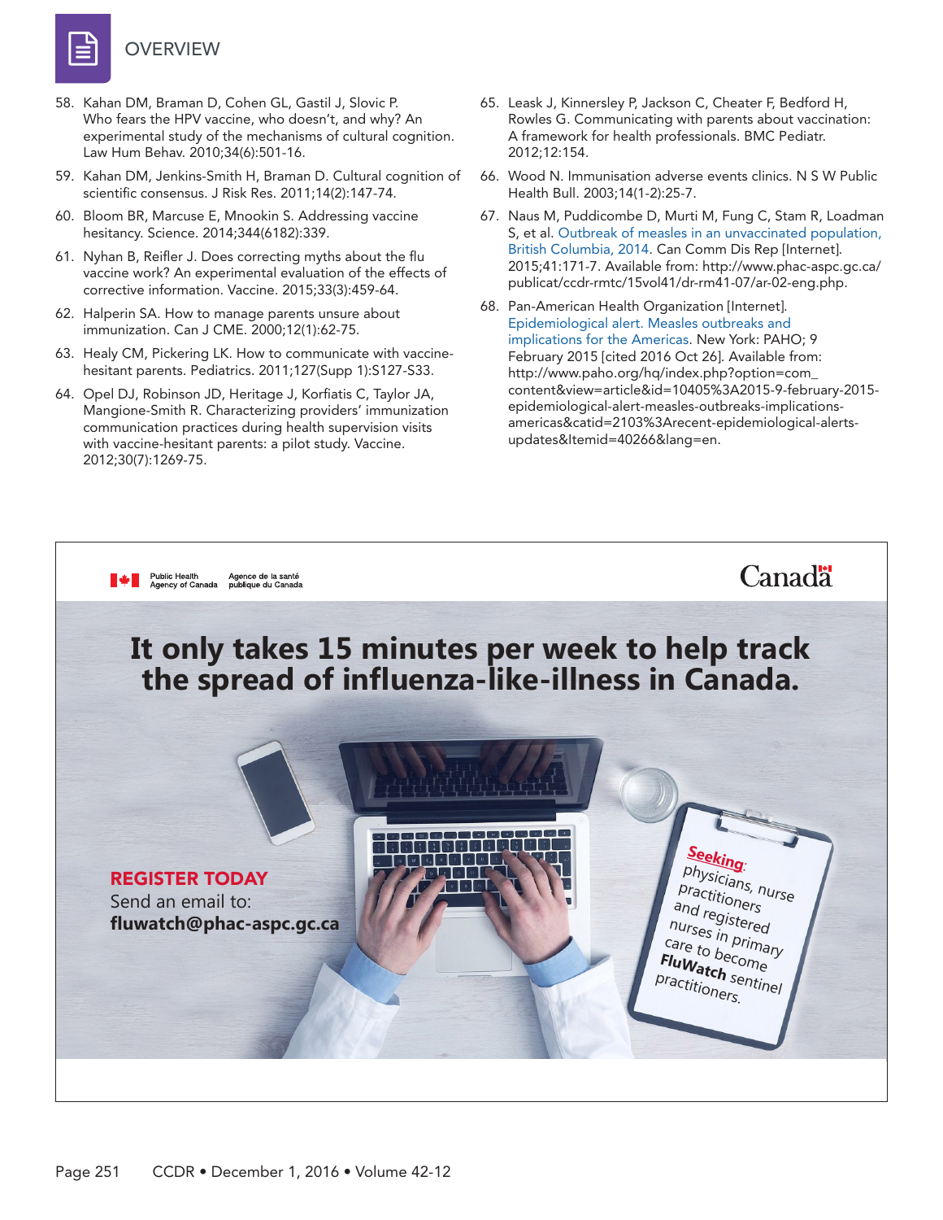58. Kahan DM, Braman D, Cohen GL, Gastil J, Slovic P. Who fears the HPV vaccine, who doesn't, and why? An experimental study of the mechanisms of cultural cognition. Law Hum Behav. 2010;34(6):501-16.
59. Kahan DM, Jenkins-Smith H, Braman D. Cultural cognition of scientific consensus. J Risk Res. 2011;14(2):147-74.
60. Bloom BR, Marcuse E, Mnookin S. Addressing vaccine hesitancy. Science. 2014;344(6182):339.
61. Nyhan B, Reifler J. Does correcting myths about the flu vaccine work? An experimental evaluation of the effects of corrective information. Vaccine. 2015;33(3):459-64.
62. Halperin SA. How to manage parents unsure about immunization. Can J CME. 2000;12(1):62-75.
63. Healy CM, Pickering LK. How to communicate with vaccine-hesitant parents. Pediatrics. 2011;127(Supp 1):S127-S33.
64. Opel DJ, Robinson JD, Heritage J, Korfiatis C, Taylor JA, Mangione-Smith R. Characterizing providers' immunization communication practices during health supervision visits with vaccine-hesitant parents: a pilot study. Vaccine. 2012;30(7):1269-75.
65. Leask J, Kinnersley P, Jackson C, Cheater F, Bedford H, Rowles G. Communicating with parents about vaccination: A framework for health professionals. BMC Pediatr. 2012;12:154.
66. Wood N. Immunisation adverse events clinics. N S W Public Health Bull. 2003;14(1-2):25-7.
67. Naus M, Puddicombe D, Murti M, Fung C, Stam R, Loadman S, et al. Outbreak of measles in an unvaccinated population, British Columbia, 2014. Can Comm Dis Rep [Internet]. 2015;41:171-7. Available from: http://www.phac-aspc.gc.ca/publicat/ccdr-rmtc/15vol41/dr-rm41-07/ar-02-eng.php.
68. Pan-American Health Organization [Internet]. Epidemiological alert. Measles outbreaks and implications for the Americas. New York: PAHO; 9 February 2015 [cited 2016 Oct 26]. Available from: http://www.paho.org/hq/index.php?option=com_content&view=article&id=10405%3A2015-9-february-2015-epidemiological-alert-measles-outbreaks-implications-americas&catid=2103%3Arecent-epidemiological-alerts-updates&Itemid=40266&lang=en.

Public Health Agency of Canada / Agence de la santé publique du Canada — Canada

**It only takes 15 minutes per week to help track the spread of influenza-like-illness in Canada.**

**REGISTER TODAY**
Send an email to:
**fluwatch@phac-aspc.gc.ca**

**Seeking:** physicians, nurse practitioners and registered nurses in primary care to become **FluWatch** sentinel practitioners.